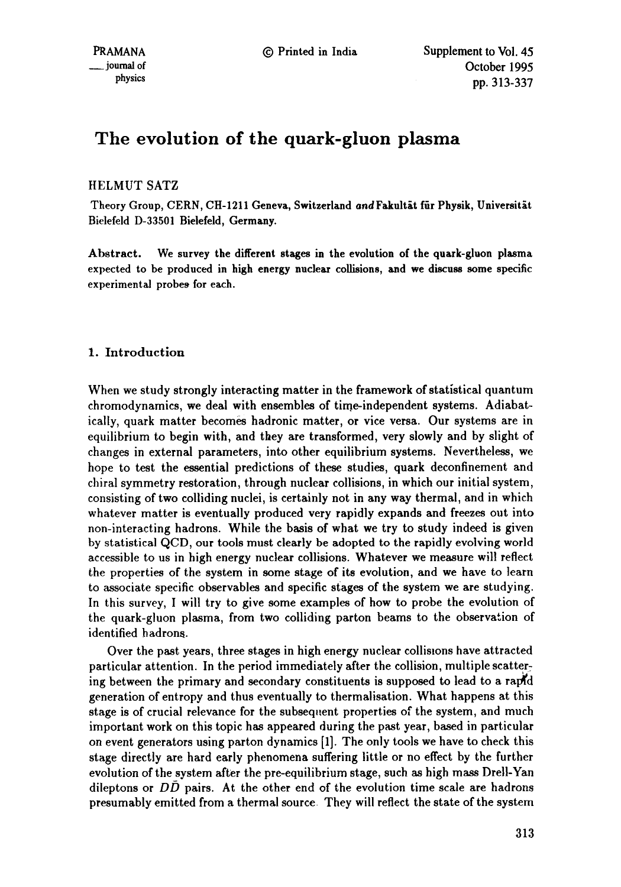# The evolution of the quark-gluon plasma

HELMUT SATZ

Theory Group, CERN, CH-1211 Geneva, Switzerland *and* Fakultät für Physik, Universität Bielefeld D-33501 Bielefeld, Germany.

**Abstract.** We survey the different stages in the evolution of the quark-gluon plasma expected to be produced in high energy nuclear collisions, and we discuss some specific experimental probes for each.

## 1. Introduction

When we study strongly interacting matter in the framework of statistical quantum chromodynamics, we deal with ensembles of time-independent systems. Adiabatically, quark matter becomes hadronic matter, or vice versa. Our systems are in equilibrium to begin with, and they are transformed, very slowly and by slight of changes in external parameters, into other equilibrium systems. Nevertheless, we hope to test the essential predictions of these studies, quark deconfinement and chiral symmetry restoration, through nuclear collisions, in which our initial system, consisting of two colliding nuclei, is certainly not in any way thermal, and in which whatever matter is eventually produced very rapidly expands and freezes out into non-interacting hadrons. While the basis of what we try to study indeed is given by statistical QCD, our tools must clearly be adopted to the rapidly evolving world accessible to us in high energy nuclear collisions. Whatever we measure will reflect the properties of the system in some stage of its evolution, and we have to learn to associate specific observables and specific stages of the system we are studying. In this survey, I will try to give some examples of how to probe the evolution of the quark-gluon plasma, from two colliding parton beams to the observation of identified hadrons.

Over the past years, three stages in high energy nuclear collisions have attracted particular attention. In the period immediately after the collision, multiple scattering between the primary and secondary constituents is supposed to lead to a rapid generation of entropy and thus eventually to thermalisation. What happens at this stage is of crucial relevance for the subsequent properties of the system, and much important work on this topic has appeared during the past year, based in particular on event generators using parton dynamics [1]. The only tools we have to check this stage directly are hard early phenomena suffering little or no effect by the further evolution of the system after the pre-equilibrium stage, such as high mass Drell-Yan dileptons or $D\bar{D}$ pairs. At the other end of the evolution time scale are hadrons presumably emitted from a thermal source. They will reflect the state of the system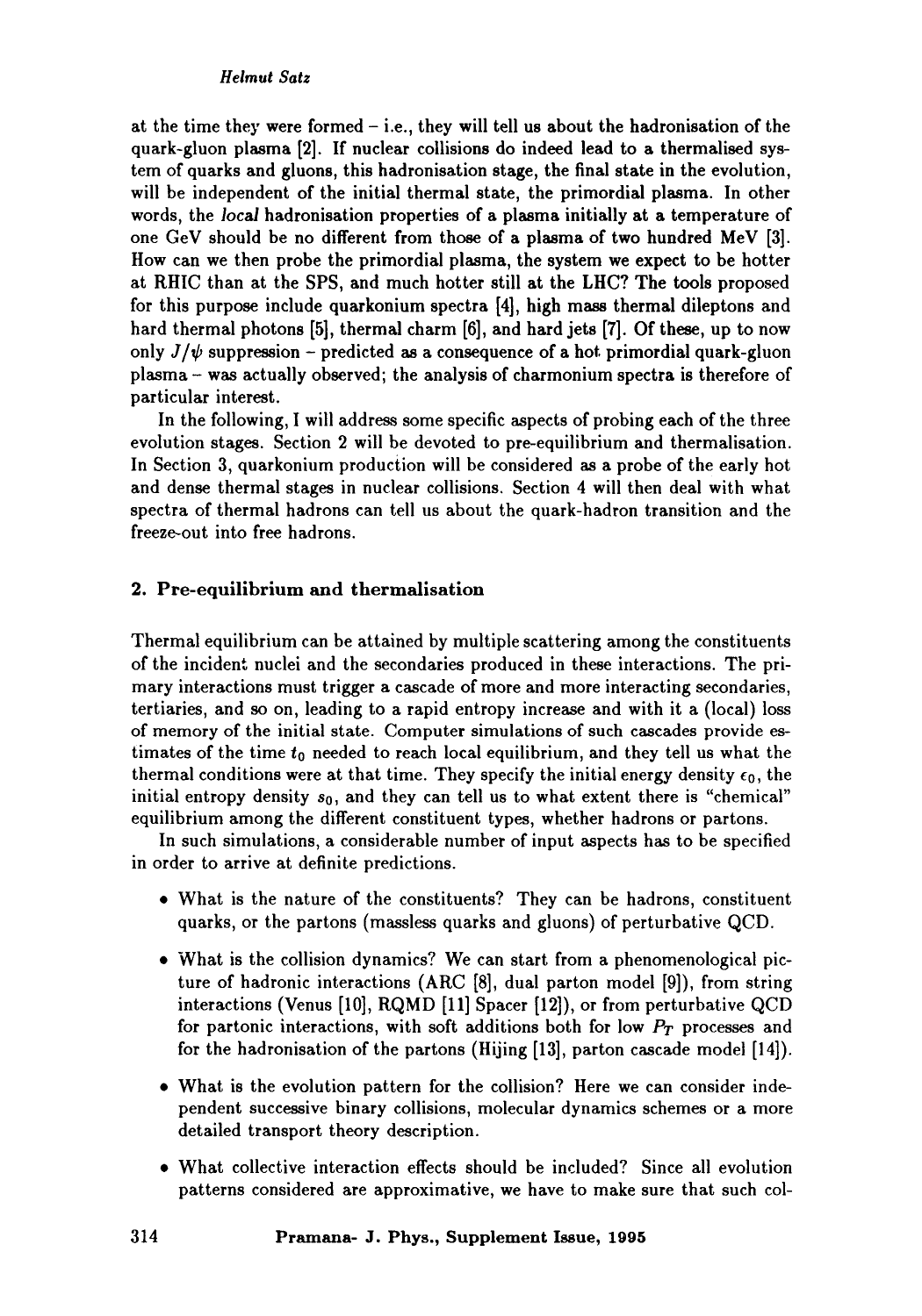at the time they were formed – i.e., they will tell us about the hadronisation of the quark-gluon plasma [2]. If nuclear collisions do indeed lead to a thermalised system of quarks and gluons, this hadronisation stage, the final state in the evolution, will be independent of the initial thermal state, the primordial plasma. In other words, the *local* hadronisation properties of a plasma initially at a temperature of one GeV should be no different from those of a plasma of two hundred MeV [3]. How can we then probe the primordial plasma, the system we expect to be hotter at RHIC than at the SPS, and much hotter still at the LHC? The tools proposed for this purpose include quarkonium spectra [4], high mass thermal dileptons and hard thermal photons [5], thermal charm [6], and hard jets [7]. Of these, up to now only $J/\psi$ suppression – predicted as a consequence of a hot primordial quark-gluon plasma – was actually observed; the analysis of charmonium spectra is therefore of particular interest.

In the following, I will address some specific aspects of probing each of the three evolution stages. Section 2 will be devoted to pre-equilibrium and thermalisation. In Section 3, quarkonium production will be considered as a probe of the early hot and dense thermal stages in nuclear collisions. Section 4 will then deal with what spectra of thermal hadrons can tell us about the quark-hadron transition and the freeze-out into free hadrons.

## 2. Pre-equilibrium and thermalisation

Thermal equilibrium can be attained by multiple scattering among the constituents of the incident nuclei and the secondaries produced in these interactions. The primary interactions must trigger a cascade of more and more interacting secondaries, tertiaries, and so on, leading to a rapid entropy increase and with it a (local) loss of memory of the initial state. Computer simulations of such cascades provide estimates of the time $t_0$ needed to reach local equilibrium, and they tell us what the thermal conditions were at that time. They specify the initial energy density $\epsilon_0$, the initial entropy density $s_0$, and they can tell us to what extent there is "chemical" equilibrium among the different constituent types, whether hadrons or partons.

In such simulations, a considerable number of input aspects has to be specified in order to arrive at definite predictions.

- What is the nature of the constituents? They can be hadrons, constituent quarks, or the partons (massless quarks and gluons) of perturbative QCD.
- What is the collision dynamics? We can start from a phenomenological picture of hadronic interactions (ARC [8], dual parton model [9]), from string interactions (Venus [10], RQMD [11] Spacer [12]), or from perturbative QCD for partonic interactions, with soft additions both for low $P_T$ processes and for the hadronisation of the partons (Hijing [13], parton cascade model [14]).
- What is the evolution pattern for the collision? Here we can consider independent successive binary collisions, molecular dynamics schemes or a more detailed transport theory description.
- What collective interaction effects should be included? Since all evolution patterns considered are approximative, we have to make sure that such col-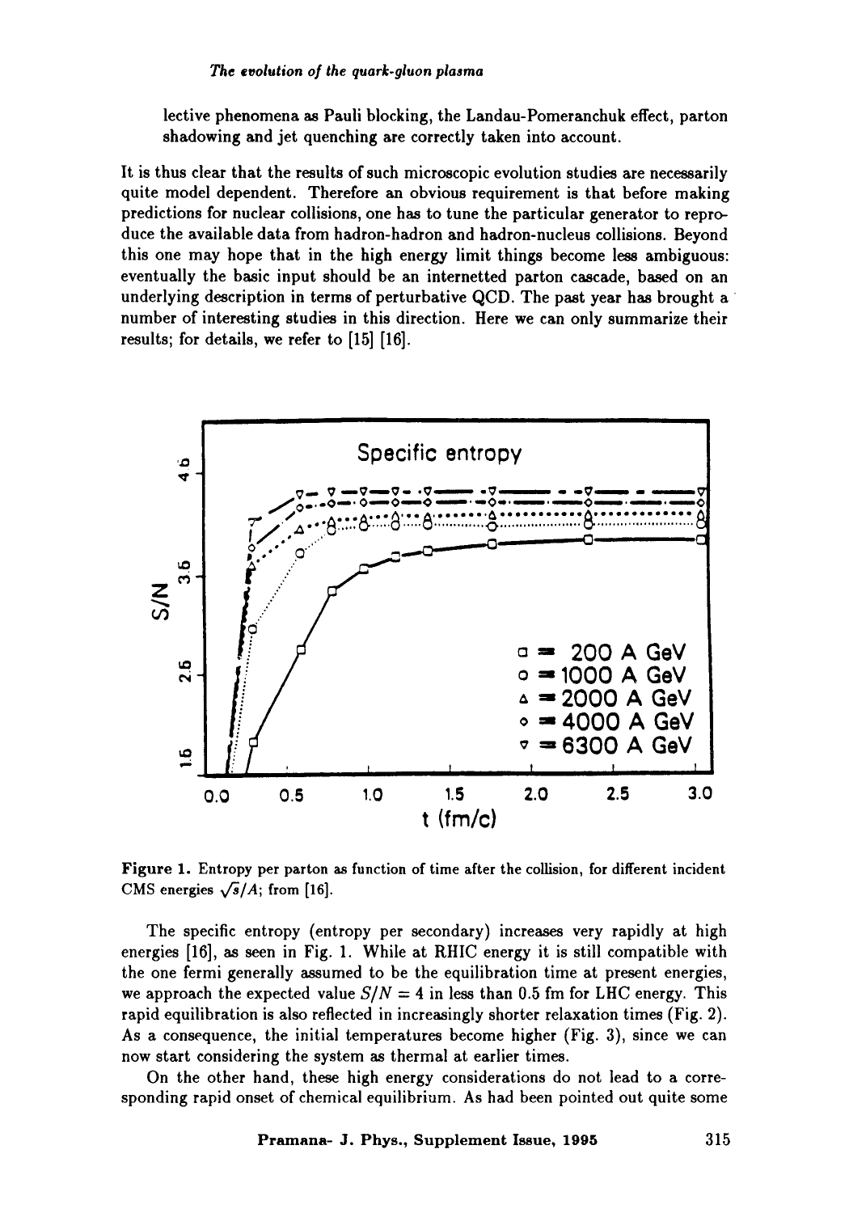lective phenomena as Pauli blocking, the Landau-Pomeranchuk effect, parton shadowing and jet quenching are correctly taken into account.

It is thus clear that the results of such microscopic evolution studies are necessarily quite model dependent. Therefore an obvious requirement is that before making predictions for nuclear collisions, one has to tune the particular generator to reproduce the available data from hadron-hadron and hadron-nucleus collisions. Beyond this one may hope that in the high energy limit things become less ambiguous: eventually the basic input should be an internetted parton cascade, based on an underlying description in terms of perturbative QCD. The past year has brought a number of interesting studies in this direction. Here we can only summarize their results; for details, we refer to [15] [16].

**Figure 1.** Entropy per parton as function of time after the collision, for different incident CMS energies $\sqrt{s}/A$; from [16].

The specific entropy (entropy per secondary) increases very rapidly at high energies [16], as seen in Fig. 1. While at RHIC energy it is still compatible with the one fermi generally assumed to be the equilibration time at present energies, we approach the expected value $S/N = 4$ in less than 0.5 fm for LHC energy. This rapid equilibration is also reflected in increasingly shorter relaxation times (Fig. 2). As a consequence, the initial temperatures become higher (Fig. 3), since we can now start considering the system as thermal at earlier times.

On the other hand, these high energy considerations do not lead to a corresponding rapid onset of chemical equilibrium. As had been pointed out quite some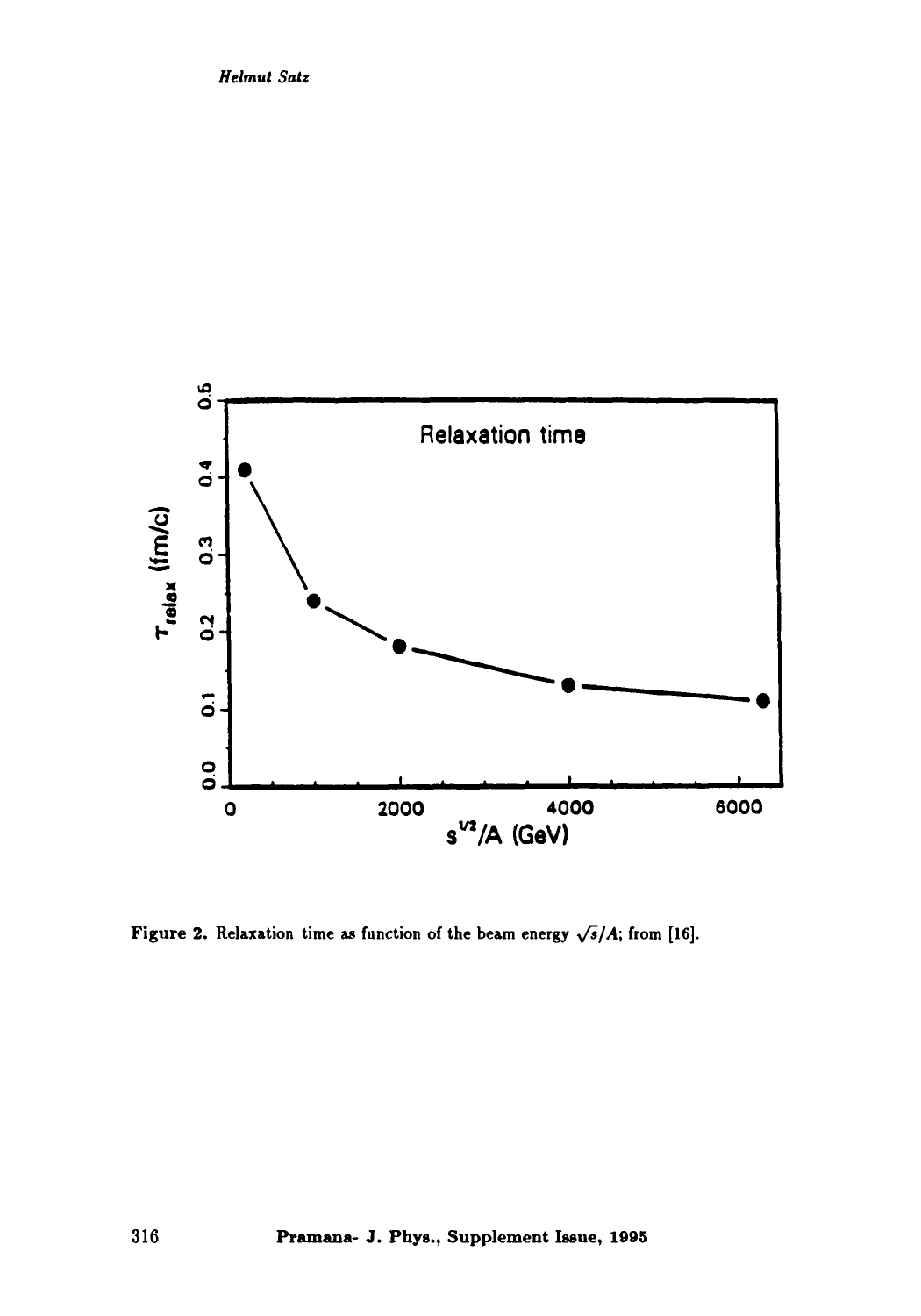Figure 2. Relaxation time as function of the beam energy $\sqrt{s}/A$; from [16].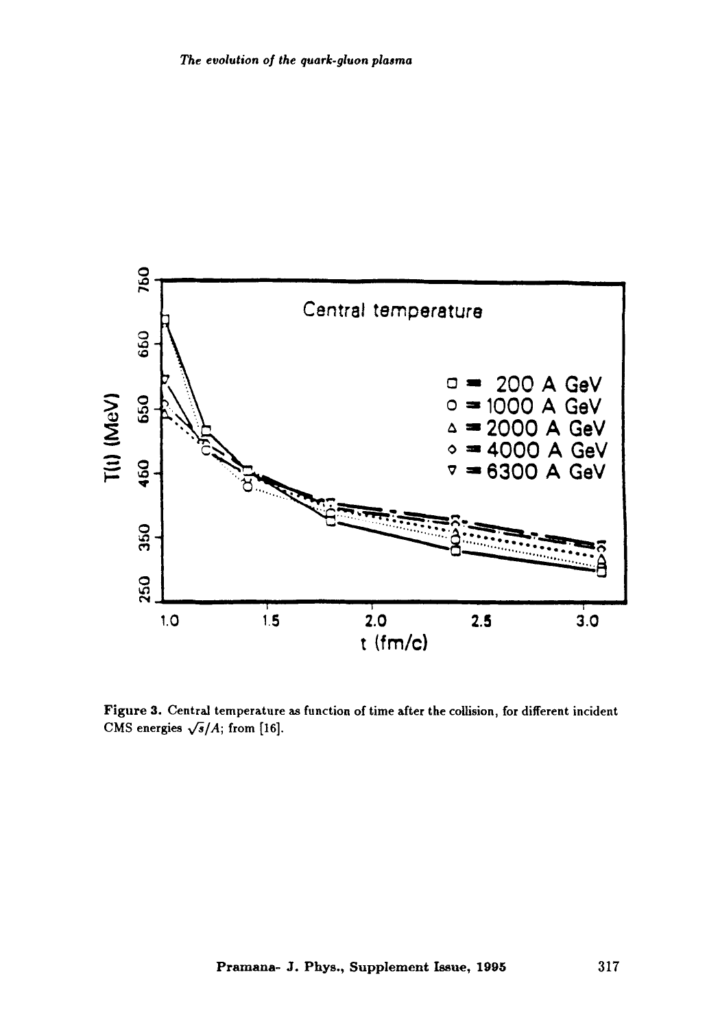**Figure 3.** Central temperature as function of time after the collision, for different incident CMS energies $\sqrt{s}/A$; from [16].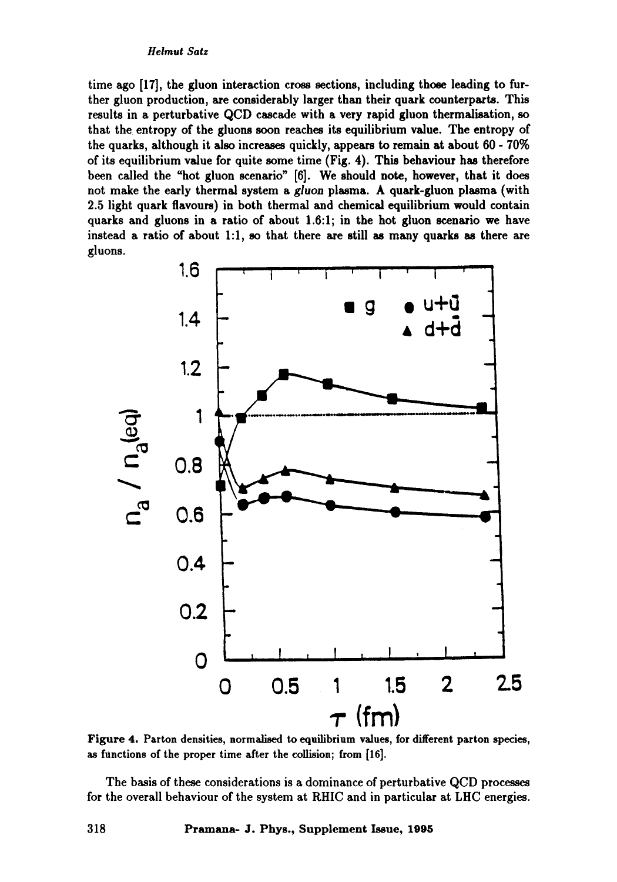time ago [17], the gluon interaction cross sections, including those leading to further gluon production, are considerably larger than their quark counterparts. This results in a perturbative QCD cascade with a very rapid gluon thermalisation, so that the entropy of the gluons soon reaches its equilibrium value. The entropy of the quarks, although it also increases quickly, appears to remain at about 60 - 70% of its equilibrium value for quite some time (Fig. 4). This behaviour has therefore been called the "hot gluon scenario" [6]. We should note, however, that it does not make the early thermal system a *gluon* plasma. A quark-gluon plasma (with 2.5 light quark flavours) in both thermal and chemical equilibrium would contain quarks and gluons in a ratio of about 1.6:1; in the hot gluon scenario we have instead a ratio of about 1:1, so that there are still as many quarks as there are gluons.

**Figure 4.** Parton densities, normalised to equilibrium values, for different parton species, as functions of the proper time after the collision; from [16].

The basis of these considerations is a dominance of perturbative QCD processes for the overall behaviour of the system at RHIC and in particular at LHC energies.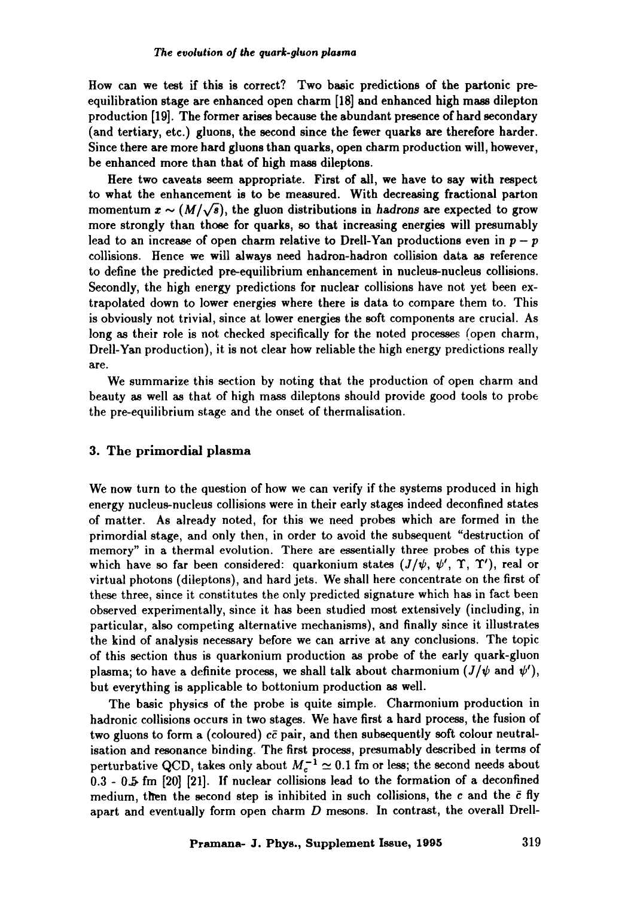How can we test if this is correct? Two basic predictions of the partonic pre-equilibration stage are enhanced open charm [18] and enhanced high mass dilepton production [19]. The former arises because the abundant presence of hard secondary (and tertiary, etc.) gluons, the second since the fewer quarks are therefore harder. Since there are more hard gluons than quarks, open charm production will, however, be enhanced more than that of high mass dileptons.

Here two caveats seem appropriate. First of all, we have to say with respect to what the enhancement is to be measured. With decreasing fractional parton momentum $x \sim (M/\sqrt{s})$, the gluon distributions in *hadrons* are expected to grow more strongly than those for quarks, so that increasing energies will presumably lead to an increase of open charm relative to Drell-Yan productions even in $p-p$ collisions. Hence we will always need hadron-hadron collision data as reference to define the predicted pre-equilibrium enhancement in nucleus-nucleus collisions. Secondly, the high energy predictions for nuclear collisions have not yet been extrapolated down to lower energies where there is data to compare them to. This is obviously not trivial, since at lower energies the soft components are crucial. As long as their role is not checked specifically for the noted processes (open charm, Drell-Yan production), it is not clear how reliable the high energy predictions really are.

We summarize this section by noting that the production of open charm and beauty as well as that of high mass dileptons should provide good tools to probe the pre-equilibrium stage and the onset of thermalisation.

## 3. The primordial plasma

We now turn to the question of how we can verify if the systems produced in high energy nucleus-nucleus collisions were in their early stages indeed deconfined states of matter. As already noted, for this we need probes which are formed in the primordial stage, and only then, in order to avoid the subsequent "destruction of memory" in a thermal evolution. There are essentially three probes of this type which have so far been considered: quarkonium states ($J/\psi$, $\psi'$, $\Upsilon$, $\Upsilon'$), real or virtual photons (dileptons), and hard jets. We shall here concentrate on the first of these three, since it constitutes the only predicted signature which has in fact been observed experimentally, since it has been studied most extensively (including, in particular, also competing alternative mechanisms), and finally since it illustrates the kind of analysis necessary before we can arrive at any conclusions. The topic of this section thus is quarkonium production as probe of the early quark-gluon plasma; to have a definite process, we shall talk about charmonium ($J/\psi$ and $\psi'$), but everything is applicable to bottonium production as well.

The basic physics of the probe is quite simple. Charmonium production in hadronic collisions occurs in two stages. We have first a hard process, the fusion of two gluons to form a (coloured) $c\bar{c}$ pair, and then subsequently soft colour neutralisation and resonance binding. The first process, presumably described in terms of perturbative QCD, takes only about $M_c^{-1} \simeq 0.1$ fm or less; the second needs about 0.3 - 0.5 fm [20] [21]. If nuclear collisions lead to the formation of a deconfined medium, then the second step is inhibited in such collisions, the $c$ and the $\bar{c}$ fly apart and eventually form open charm $D$ mesons. In contrast, the overall Drell-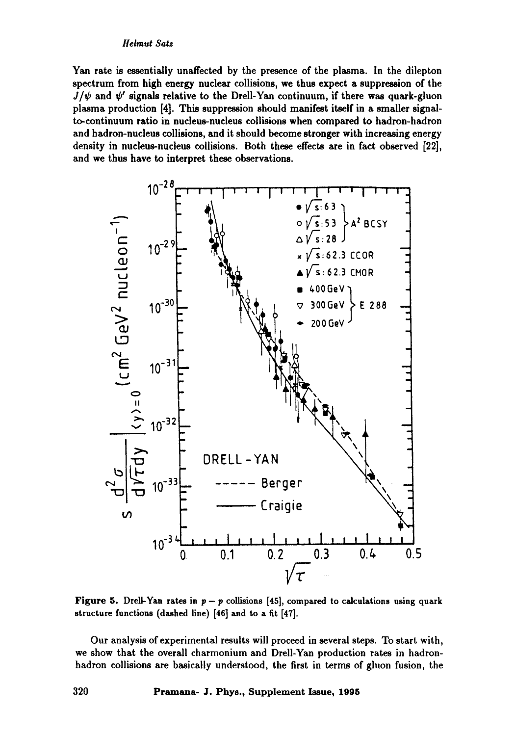Yan rate is essentially unaffected by the presence of the plasma. In the dilepton spectrum from high energy nuclear collisions, we thus expect a suppression of the $J/\psi$ and $\psi'$ signals relative to the Drell-Yan continuum, if there was quark-gluon plasma production [4]. This suppression should manifest itself in a smaller signal-to-continuum ratio in nucleus-nucleus collisions when compared to hadron-hadron and hadron-nucleus collisions, and it should become stronger with increasing energy density in nucleus-nucleus collisions. Both these effects are in fact observed [22], and we thus have to interpret these observations.

**Figure 5.** Drell-Yan rates in $p-p$ collisions [45], compared to calculations using quark structure functions (dashed line) [46] and to a fit [47].

Our analysis of experimental results will proceed in several steps. To start with, we show that the overall charmonium and Drell-Yan production rates in hadron-hadron collisions are basically understood, the first in terms of gluon fusion, the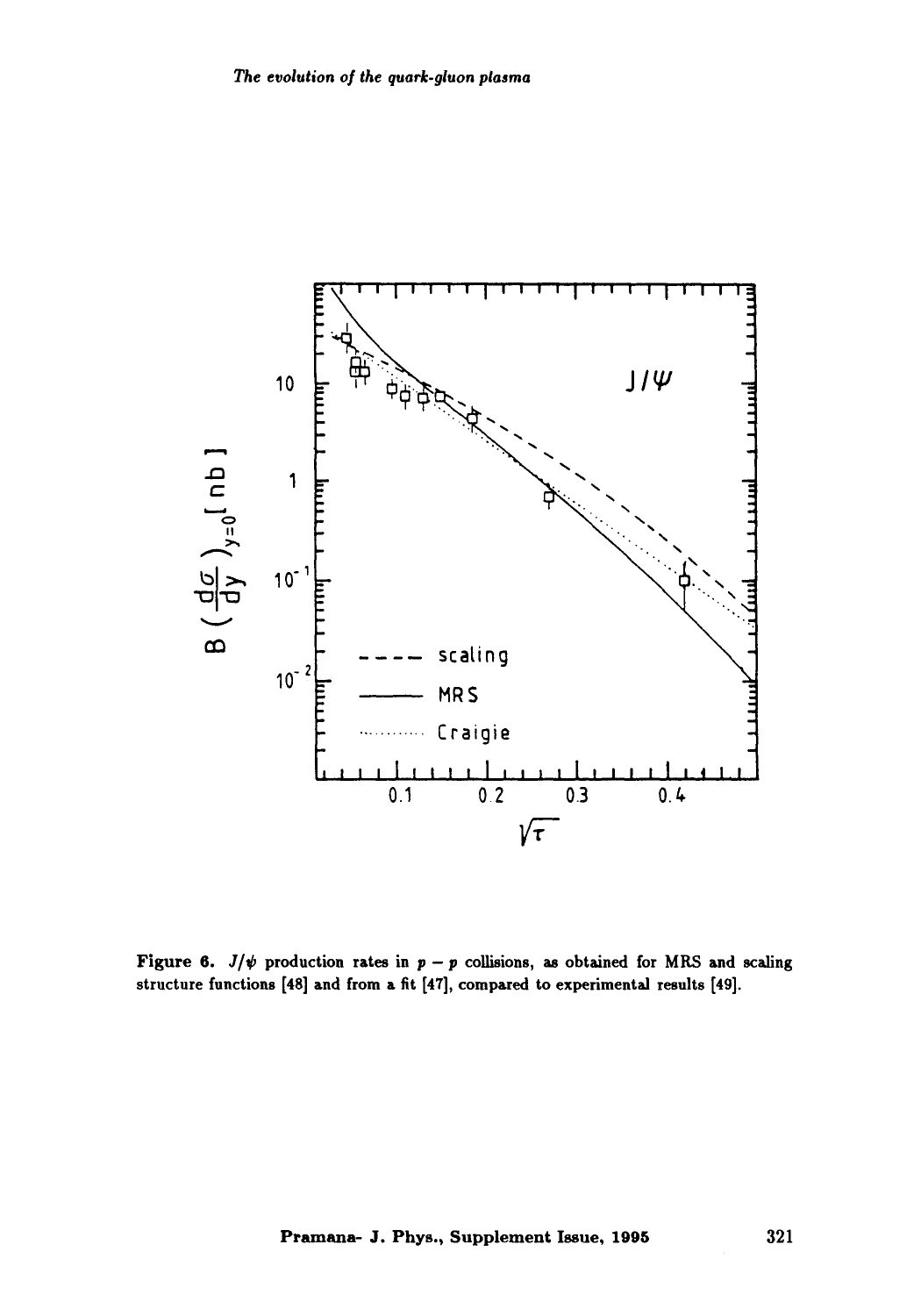Figure 6. $J/\psi$ production rates in $p-p$ collisions, as obtained for MRS and scaling structure functions [48] and from a fit [47], compared to experimental results [49].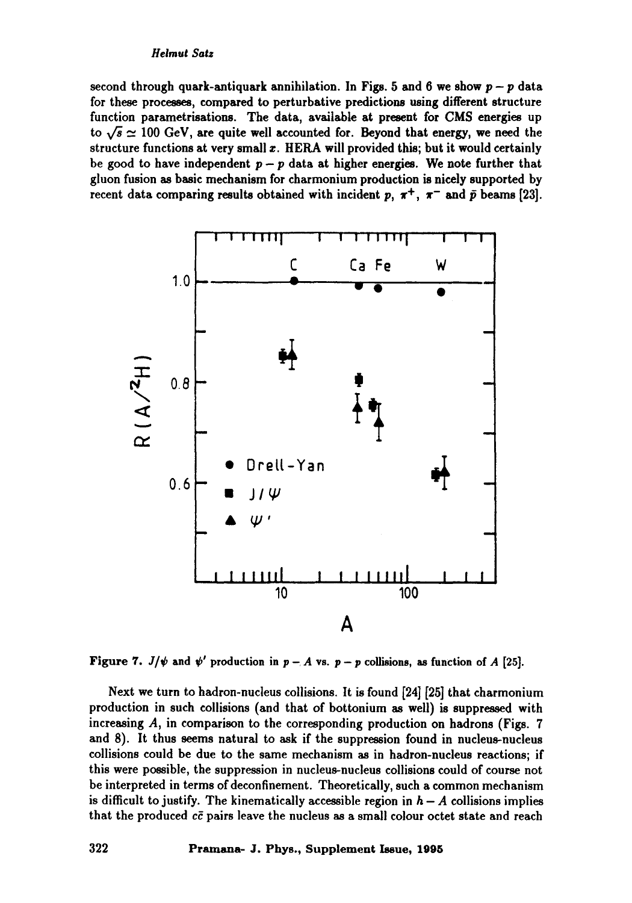second through quark-antiquark annihilation. In Figs. 5 and 6 we show $p-p$ data for these processes, compared to perturbative predictions using different structure function parametrisations. The data, available at present for CMS energies up to $\sqrt{s} \simeq 100$ GeV, are quite well accounted for. Beyond that energy, we need the structure functions at very small $x$. HERA will provided this; but it would certainly be good to have independent $p-p$ data at higher energies. We note further that gluon fusion as basic mechanism for charmonium production is nicely supported by recent data comparing results obtained with incident $p$, $\pi^+$, $\pi^-$ and $\bar{p}$ beams [23].

**Figure 7.** $J/\psi$ and $\psi'$ production in $p-A$ vs. $p-p$ collisions, as function of $A$ [25].

Next we turn to hadron-nucleus collisions. It is found [24] [25] that charmonium production in such collisions (and that of bottonium as well) is suppressed with increasing $A$, in comparison to the corresponding production on hadrons (Figs. 7 and 8). It thus seems natural to ask if the suppression found in nucleus-nucleus collisions could be due to the same mechanism as in hadron-nucleus reactions; if this were possible, the suppression in nucleus-nucleus collisions could of course not be interpreted in terms of deconfinement. Theoretically, such a common mechanism is difficult to justify. The kinematically accessible region in $h-A$ collisions implies that the produced $c\bar{c}$ pairs leave the nucleus as a small colour octet state and reach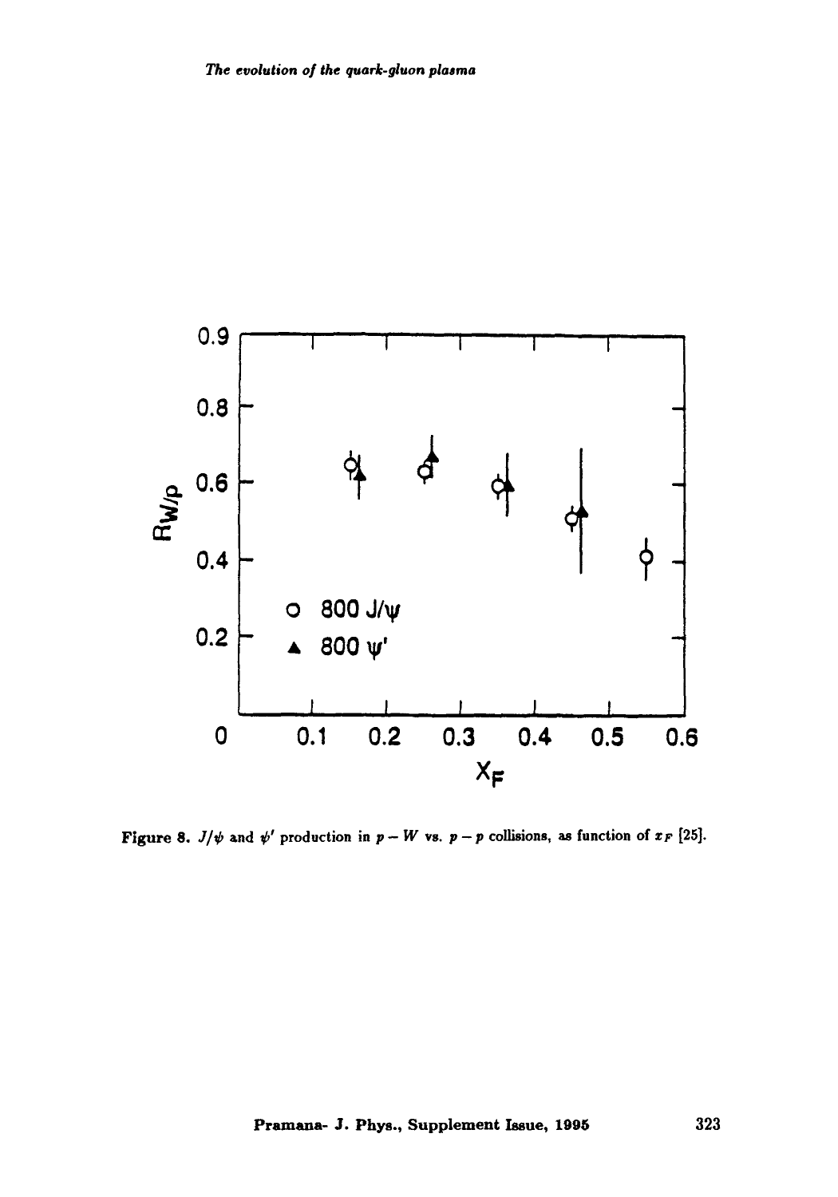Figure 8. $J/\psi$ and $\psi'$ production in $p - W$ vs. $p - p$ collisions, as function of $x_F$ [25].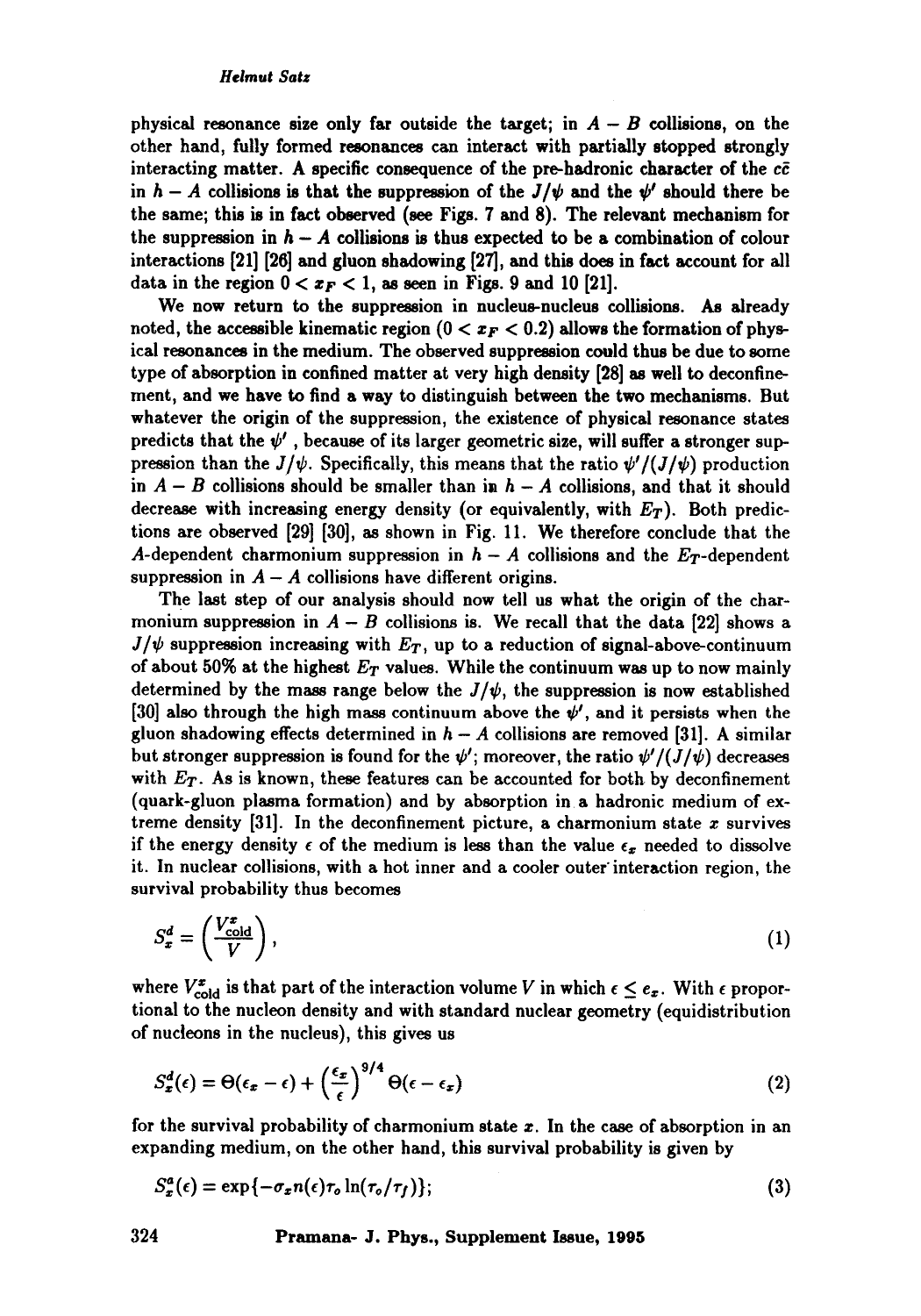physical resonance size only far outside the target; in $A - B$ collisions, on the other hand, fully formed resonances can interact with partially stopped strongly interacting matter. A specific consequence of the pre-hadronic character of the $c\bar{c}$ in $h - A$ collisions is that the suppression of the $J/\psi$ and the $\psi'$ should there be the same; this is in fact observed (see Figs. 7 and 8). The relevant mechanism for the suppression in $h - A$ collisions is thus expected to be a combination of colour interactions [21] [26] and gluon shadowing [27], and this does in fact account for all data in the region $0 < x_F < 1$, as seen in Figs. 9 and 10 [21].

We now return to the suppression in nucleus-nucleus collisions. As already noted, the accessible kinematic region ($0 < x_F < 0.2$) allows the formation of physical resonances in the medium. The observed suppression could thus be due to some type of absorption in confined matter at very high density [28] as well to deconfinement, and we have to find a way to distinguish between the two mechanisms. But whatever the origin of the suppression, the existence of physical resonance states predicts that the $\psi'$, because of its larger geometric size, will suffer a stronger suppression than the $J/\psi$. Specifically, this means that the ratio $\psi'/(J/\psi)$ production in $A - B$ collisions should be smaller than in $h - A$ collisions, and that it should decrease with increasing energy density (or equivalently, with $E_T$). Both predictions are observed [29] [30], as shown in Fig. 11. We therefore conclude that the $A$-dependent charmonium suppression in $h - A$ collisions and the $E_T$-dependent suppression in $A - A$ collisions have different origins.

The last step of our analysis should now tell us what the origin of the charmonium suppression in $A - B$ collisions is. We recall that the data [22] shows a $J/\psi$ suppression increasing with $E_T$, up to a reduction of signal-above-continuum of about 50% at the highest $E_T$ values. While the continuum was up to now mainly determined by the mass range below the $J/\psi$, the suppression is now established [30] also through the high mass continuum above the $\psi'$, and it persists when the gluon shadowing effects determined in $h - A$ collisions are removed [31]. A similar but stronger suppression is found for the $\psi'$; moreover, the ratio $\psi'/(J/\psi)$ decreases with $E_T$. As is known, these features can be accounted for both by deconfinement (quark-gluon plasma formation) and by absorption in a hadronic medium of extreme density [31]. In the deconfinement picture, a charmonium state $x$ survives if the energy density $\epsilon$ of the medium is less than the value $\epsilon_x$ needed to dissolve it. In nuclear collisions, with a hot inner and a cooler outer interaction region, the survival probability thus becomes

$$S_x^d = \left(\frac{V_{\rm cold}^x}{V}\right), \tag{1}$$

where $V_{\rm cold}^x$ is that part of the interaction volume $V$ in which $\epsilon \leq \epsilon_x$. With $\epsilon$ proportional to the nucleon density and with standard nuclear geometry (equidistribution of nucleons in the nucleus), this gives us

$$S_x^d(\epsilon) = \Theta(\epsilon_x - \epsilon) + \left(\frac{\epsilon_x}{\epsilon}\right)^{3/4} \Theta(\epsilon - \epsilon_x) \tag{2}$$

for the survival probability of charmonium state $x$. In the case of absorption in an expanding medium, on the other hand, this survival probability is given by

$$S_x^a(\epsilon) = \exp\{-\sigma_x n(\epsilon) \tau_o \ln(\tau_o/\tau_f)\}; \tag{3}$$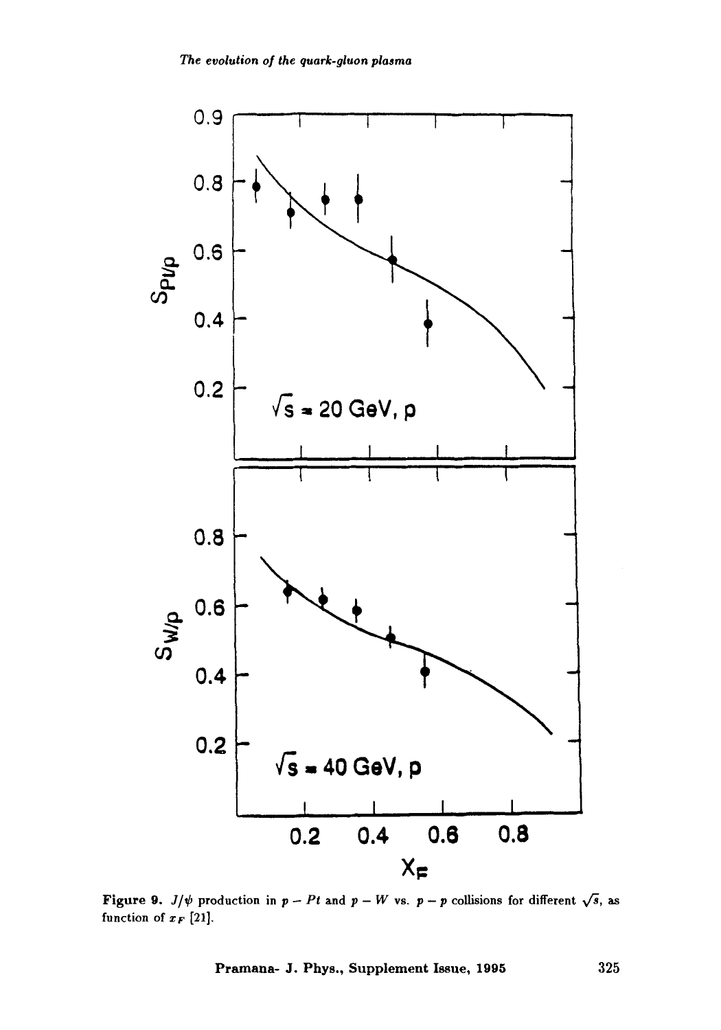**Figure 9.** $J/\psi$ production in $p - Pt$ and $p - W$ vs. $p - p$ collisions for different $\sqrt{s}$, as function of $x_F$ [21].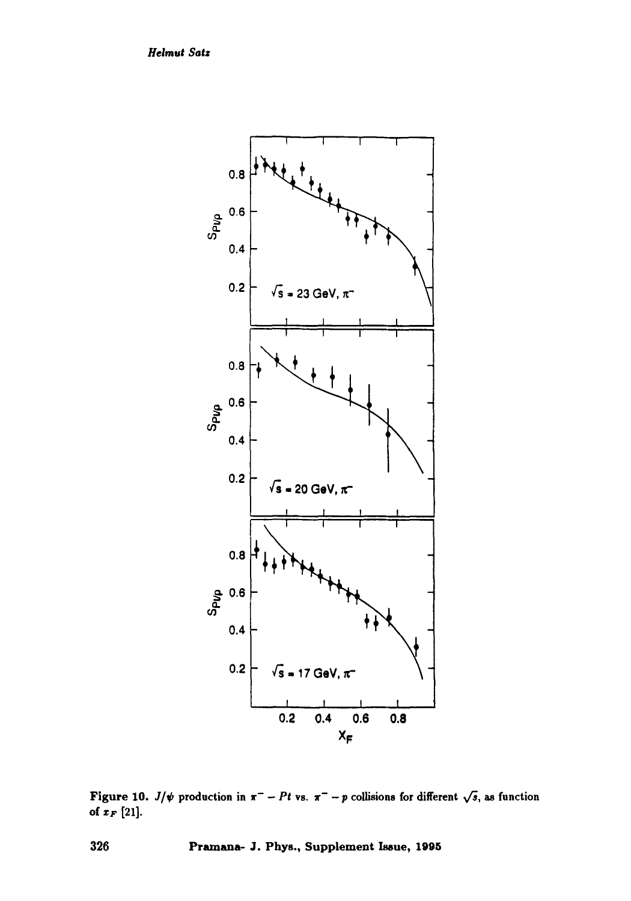**Figure 10.** $J/\psi$ production in $\pi^- - Pt$ vs. $\pi^- - p$ collisions for different $\sqrt{s}$, as function of $x_F$ [21].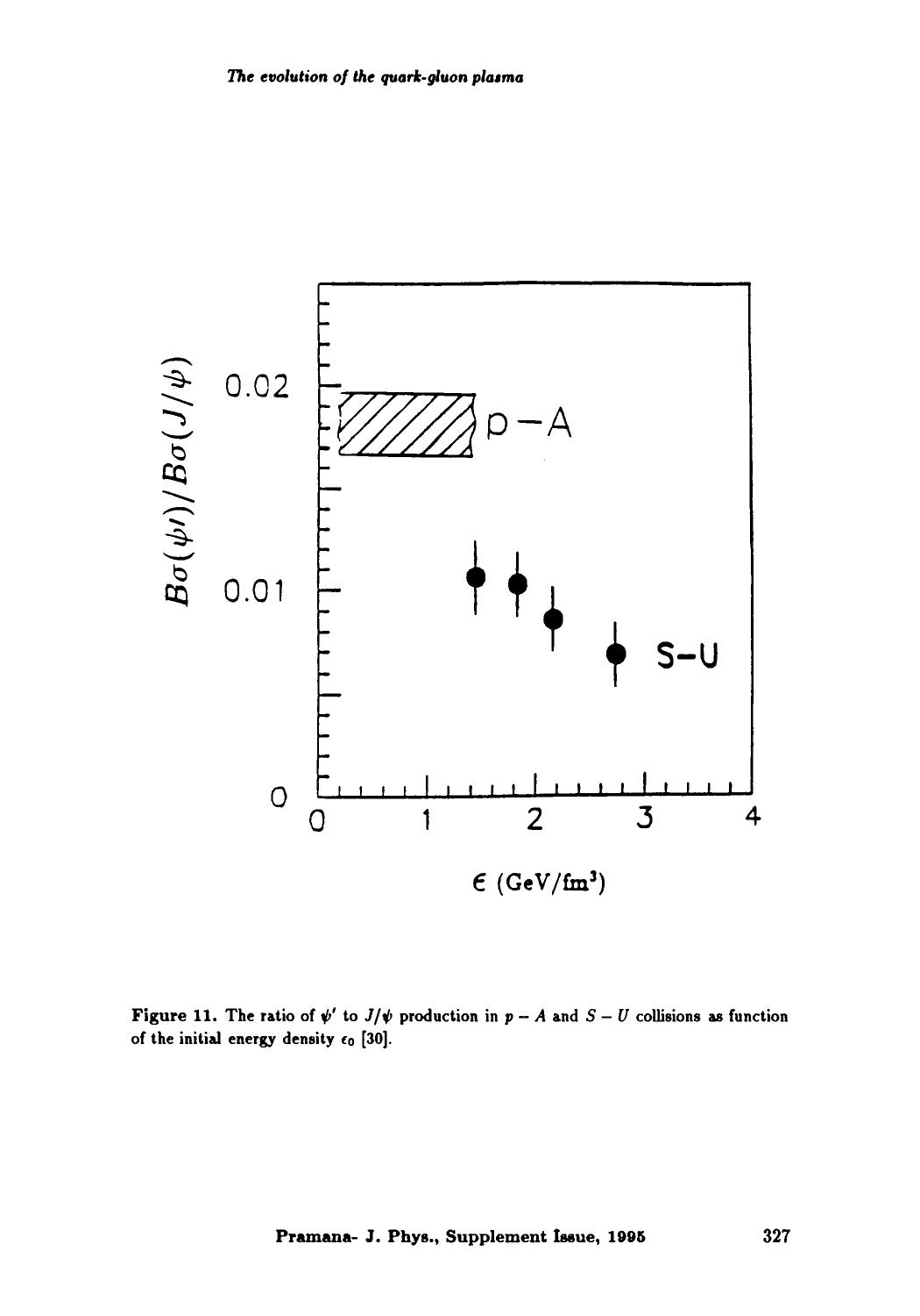**Figure 11.** The ratio of $\psi'$ to $J/\psi$ production in $p-A$ and $S-U$ collisions as function of the initial energy density $\epsilon_0$ [30].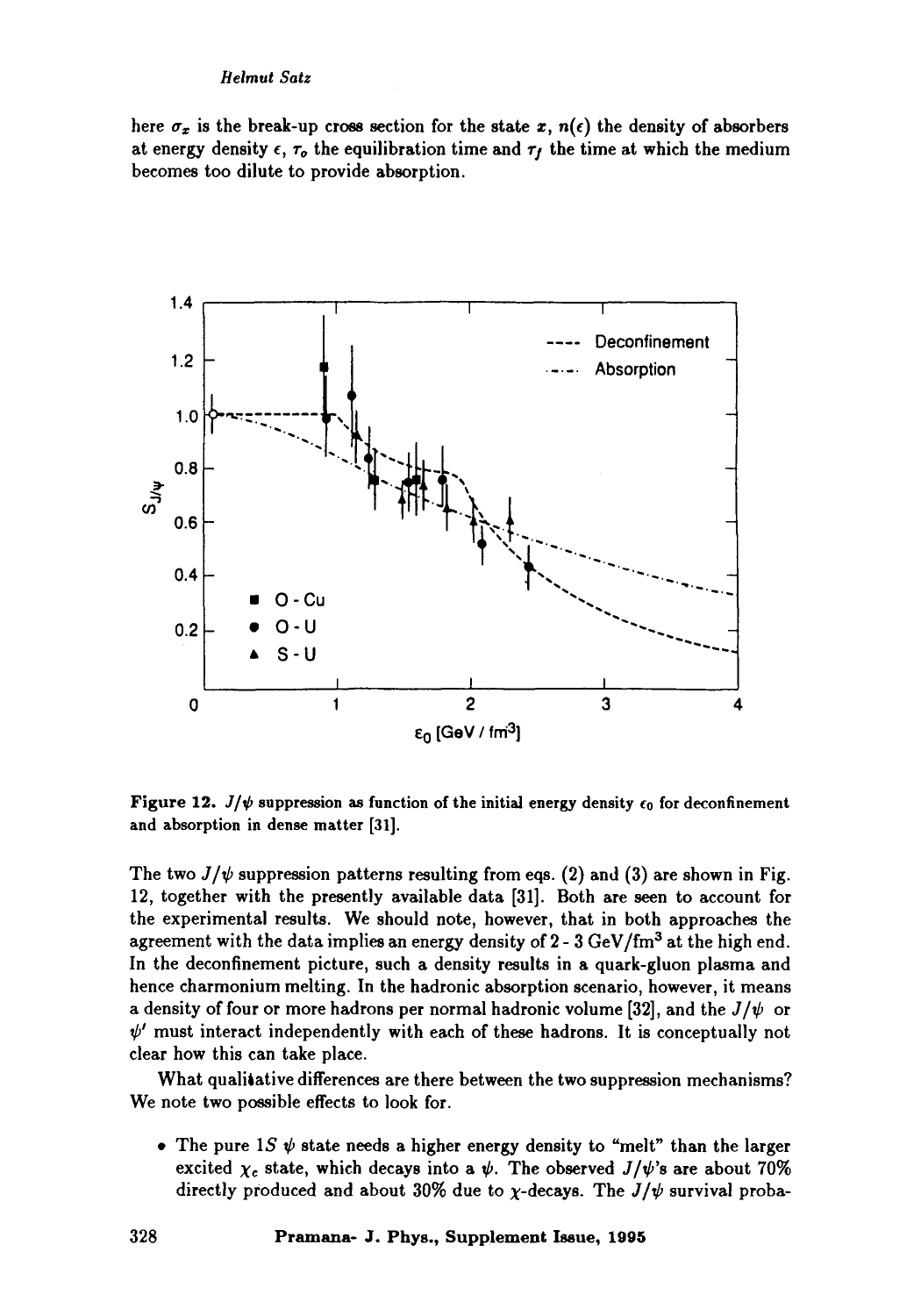here $\sigma_x$ is the break-up cross section for the state $x$, $n(\epsilon)$ the density of absorbers at energy density $\epsilon$, $\tau_o$ the equilibration time and $\tau_f$ the time at which the medium becomes too dilute to provide absorption.

**Figure 12.** $J/\psi$ suppression as function of the initial energy density $\epsilon_0$ for deconfinement and absorption in dense matter [31].

The two $J/\psi$ suppression patterns resulting from eqs. (2) and (3) are shown in Fig. 12, together with the presently available data [31]. Both are seen to account for the experimental results. We should note, however, that in both approaches the agreement with the data implies an energy density of 2 - 3 GeV/fm$^3$ at the high end. In the deconfinement picture, such a density results in a quark-gluon plasma and hence charmonium melting. In the hadronic absorption scenario, however, it means a density of four or more hadrons per normal hadronic volume [32], and the $J/\psi$ or $\psi'$ must interact independently with each of these hadrons. It is conceptually not clear how this can take place.

What qualitative differences are there between the two suppression mechanisms? We note two possible effects to look for.

- The pure $1S$ $\psi$ state needs a higher energy density to "melt" than the larger excited $\chi_c$ state, which decays into a $\psi$. The observed $J/\psi$'s are about 70% directly produced and about 30% due to $\chi$-decays. The $J/\psi$ survival proba-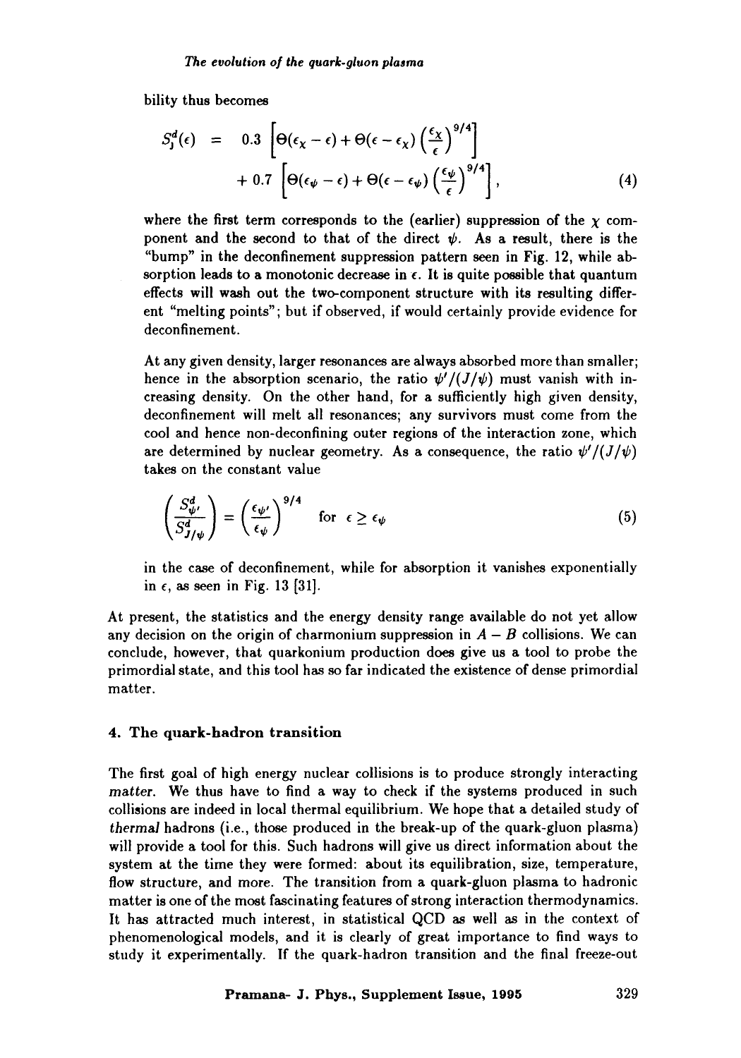bility thus becomes

$$
\begin{aligned}
S_J^d(\epsilon) \quad = \quad & 0.3 \left[ \Theta(\epsilon_\chi - \epsilon) + \Theta(\epsilon - \epsilon_\chi) \left(\frac{\epsilon_\chi}{\epsilon}\right)^{9/4} \right] \\
& + 0.7 \left[ \Theta(\epsilon_\psi - \epsilon) + \Theta(\epsilon - \epsilon_\psi) \left(\frac{\epsilon_\psi}{\epsilon}\right)^{9/4} \right],
\end{aligned}
\tag{4}
$$

where the first term corresponds to the (earlier) suppression of the $\chi$ component and the second to that of the direct $\psi$. As a result, there is the "bump" in the deconfinement suppression pattern seen in Fig. 12, while absorption leads to a monotonic decrease in $\epsilon$. It is quite possible that quantum effects will wash out the two-component structure with its resulting different "melting points"; but if observed, if would certainly provide evidence for deconfinement.

At any given density, larger resonances are always absorbed more than smaller; hence in the absorption scenario, the ratio $\psi'/(J/\psi)$ must vanish with increasing density. On the other hand, for a sufficiently high given density, deconfinement will melt all resonances; any survivors must come from the cool and hence non-deconfining outer regions of the interaction zone, which are determined by nuclear geometry. As a consequence, the ratio $\psi'/(J/\psi)$ takes on the constant value

$$
\left(\frac{S^d_{\psi'}}{S^d_{J/\psi}}\right) = \left(\frac{\epsilon_{\psi'}}{\epsilon_\psi}\right)^{9/4} \quad \text{for} \quad \epsilon \geq \epsilon_\psi
\tag{5}
$$

in the case of deconfinement, while for absorption it vanishes exponentially in $\epsilon$, as seen in Fig. 13 [31].

At present, the statistics and the energy density range available do not yet allow any decision on the origin of charmonium suppression in $A - B$ collisions. We can conclude, however, that quarkonium production does give us a tool to probe the primordial state, and this tool has so far indicated the existence of dense primordial matter.

## 4. The quark-hadron transition

The first goal of high energy nuclear collisions is to produce strongly interacting *matter*. We thus have to find a way to check if the systems produced in such collisions are indeed in local thermal equilibrium. We hope that a detailed study of *thermal* hadrons (i.e., those produced in the break-up of the quark-gluon plasma) will provide a tool for this. Such hadrons will give us direct information about the system at the time they were formed: about its equilibration, size, temperature, flow structure, and more. The transition from a quark-gluon plasma to hadronic matter is one of the most fascinating features of strong interaction thermodynamics. It has attracted much interest, in statistical QCD as well as in the context of phenomenological models, and it is clearly of great importance to find ways to study it experimentally. If the quark-hadron transition and the final freeze-out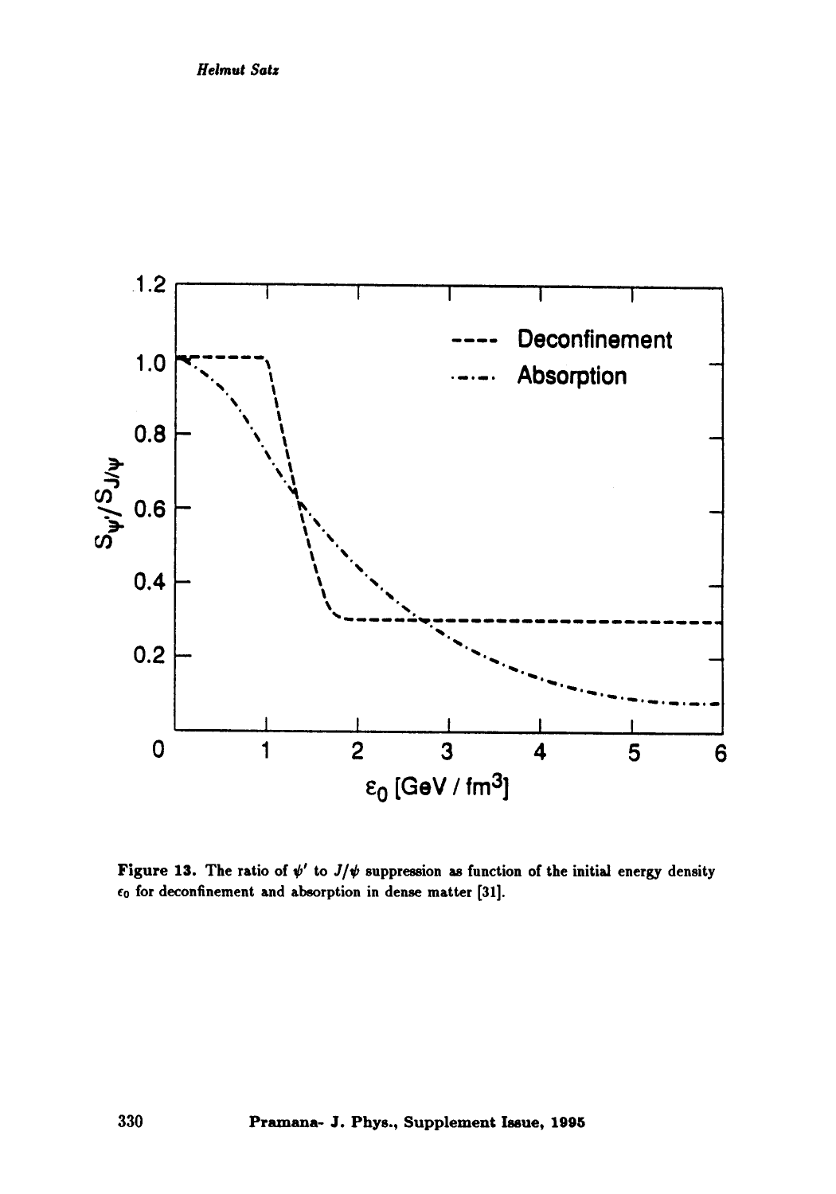**Figure 13.** The ratio of $\psi'$ to $J/\psi$ suppression as function of the initial energy density $\epsilon_0$ for deconfinement and absorption in dense matter [31].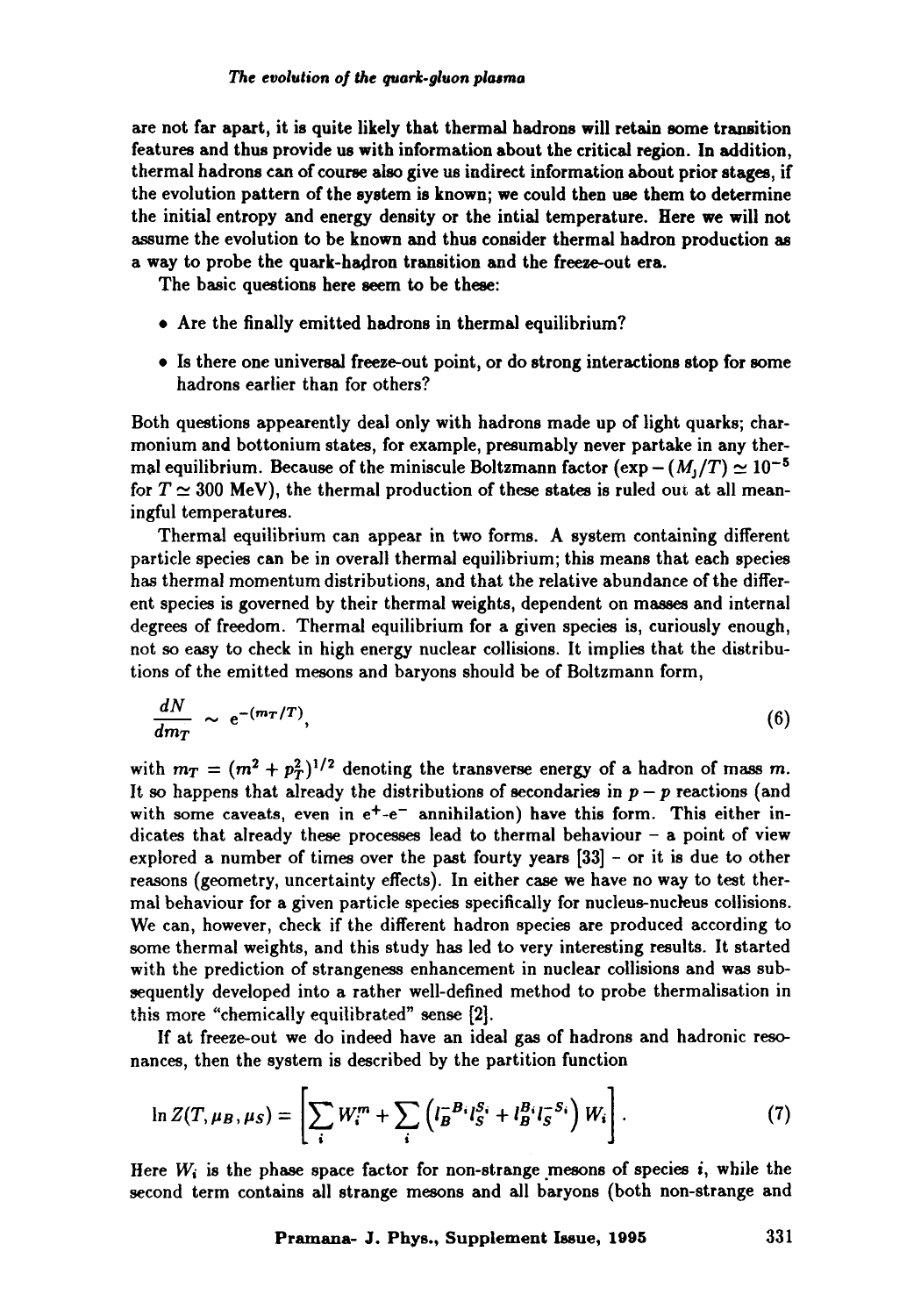are not far apart, it is quite likely that thermal hadrons will retain some transition features and thus provide us with information about the critical region. In addition, thermal hadrons can of course also give us indirect information about prior stages, if the evolution pattern of the system is known; we could then use them to determine the initial entropy and energy density or the intial temperature. Here we will not assume the evolution to be known and thus consider thermal hadron production as a way to probe the quark-hadron transition and the freeze-out era.

The basic questions here seem to be these:

- Are the finally emitted hadrons in thermal equilibrium?
- Is there one universal freeze-out point, or do strong interactions stop for some hadrons earlier than for others?

Both questions appearently deal only with hadrons made up of light quarks; charmonium and bottonium states, for example, presumably never partake in any thermal equilibrium. Because of the miniscule Boltzmann factor ($\exp -(M_J/T) \simeq 10^{-5}$ for $T \simeq 300$ MeV), the thermal production of these states is ruled out at all meaningful temperatures.

Thermal equilibrium can appear in two forms. A system containing different particle species can be in overall thermal equilibrium; this means that each species has thermal momentum distributions, and that the relative abundance of the different species is governed by their thermal weights, dependent on masses and internal degrees of freedom. Thermal equilibrium for a given species is, curiously enough, not so easy to check in high energy nuclear collisions. It implies that the distributions of the emitted mesons and baryons should be of Boltzmann form,

$$\frac{dN}{dm_T} \sim e^{-(m_T/T)}, \tag{6}$$

with $m_T = (m^2 + p_T^2)^{1/2}$ denoting the transverse energy of a hadron of mass $m$. It so happens that already the distributions of secondaries in $p-p$ reactions (and with some caveats, even in $e^+$-$e^-$ annihilation) have this form. This either indicates that already these processes lead to thermal behaviour – a point of view explored a number of times over the past fourty years [33] – or it is due to other reasons (geometry, uncertainty effects). In either case we have no way to test thermal behaviour for a given particle species specifically for nucleus-nucleus collisions. We can, however, check if the different hadron species are produced according to some thermal weights, and this study has led to very interesting results. It started with the prediction of strangeness enhancement in nuclear collisions and was subsequently developed into a rather well-defined method to probe thermalisation in this more "chemically equilibrated" sense [2].

If at freeze-out we do indeed have an ideal gas of hadrons and hadronic resonances, then the system is described by the partition function

$$\ln Z(T, \mu_B, \mu_S) = \left[ \sum_i W_i^m + \sum_i \left( l_B^{-B_i} l_S^{S_i} + l_B^{B_i} l_S^{-S_i} \right) W_i \right]. \tag{7}$$

Here $W_i$ is the phase space factor for non-strange mesons of species $i$, while the second term contains all strange mesons and all baryons (both non-strange and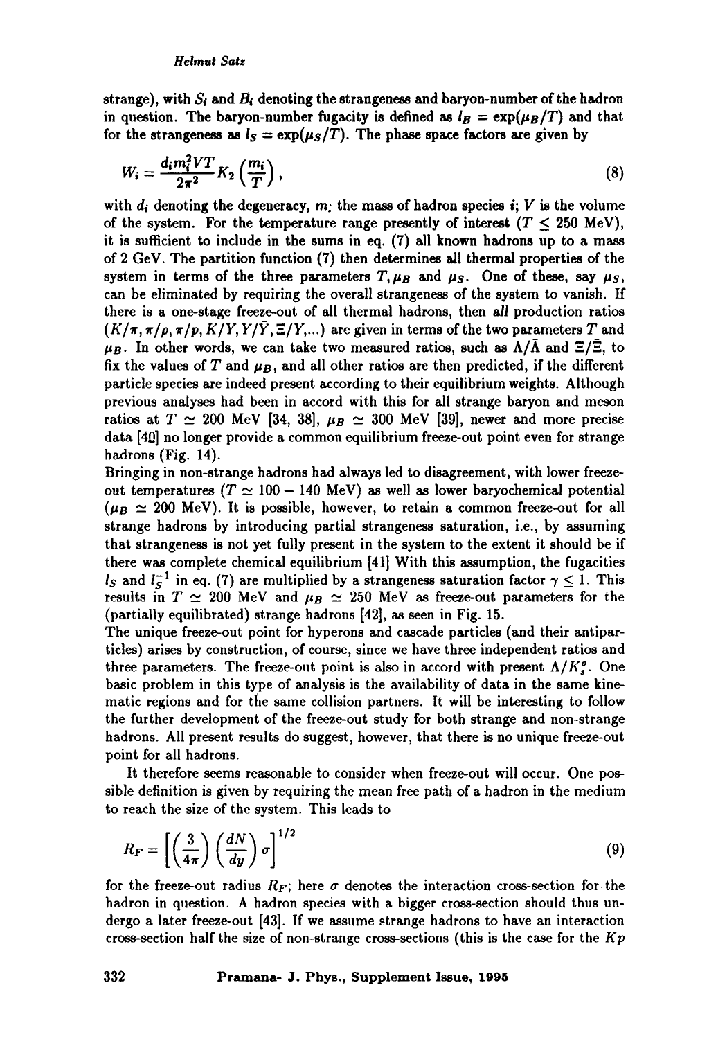strange), with $S_i$ and $B_i$ denoting the strangeness and baryon-number of the hadron in question. The baryon-number fugacity is defined as $l_B = \exp(\mu_B/T)$ and that for the strangeness as $l_S = \exp(\mu_S/T)$. The phase space factors are given by

$$W_i = \frac{d_i m_i^2 VT}{2\pi^2} K_2\left(\frac{m_i}{T}\right), \tag{8}$$

with $d_i$ denoting the degeneracy, $m_i$ the mass of hadron species $i$; $V$ is the volume of the system. For the temperature range presently of interest ($T \leq 250$ MeV), it is sufficient to include in the sums in eq. (7) all known hadrons up to a mass of 2 GeV. The partition function (7) then determines all thermal properties of the system in terms of the three parameters $T, \mu_B$ and $\mu_S$. One of these, say $\mu_S$, can be eliminated by requiring the overall strangeness of the system to vanish. If there is a one-stage freeze-out of all thermal hadrons, then *all* production ratios ($K/\pi, \pi/\rho, \pi/p, K/Y, Y/\bar{Y}, \Xi/Y,...$) are given in terms of the two parameters $T$ and $\mu_B$. In other words, we can take two measured ratios, such as $\Lambda/\bar{\Lambda}$ and $\Xi/\bar{\Xi}$, to fix the values of $T$ and $\mu_B$, and all other ratios are then predicted, if the different particle species are indeed present according to their equilibrium weights. Although previous analyses had been in accord with this for all strange baryon and meson ratios at $T \simeq 200$ MeV [34, 38], $\mu_B \simeq 300$ MeV [39], newer and more precise data [40] no longer provide a common equilibrium freeze-out point even for strange hadrons (Fig. 14).

Bringing in non-strange hadrons had always led to disagreement, with lower freeze-out temperatures ($T \simeq 100 - 140$ MeV) as well as lower baryochemical potential ($\mu_B \simeq 200$ MeV). It is possible, however, to retain a common freeze-out for all strange hadrons by introducing partial strangeness saturation, i.e., by assuming that strangeness is not yet fully present in the system to the extent it should be if there was complete chemical equilibrium [41] With this assumption, the fugacities $l_S$ and $l_S^{-1}$ in eq. (7) are multiplied by a strangeness saturation factor $\gamma \leq 1$. This results in $T \simeq 200$ MeV and $\mu_B \simeq 250$ MeV as freeze-out parameters for the (partially equilibrated) strange hadrons [42], as seen in Fig. 15.

The unique freeze-out point for hyperons and cascade particles (and their antiparticles) arises by construction, of course, since we have three independent ratios and three parameters. The freeze-out point is also in accord with present $\Lambda/K_s^o$. One basic problem in this type of analysis is the availability of data in the same kinematic regions and for the same collision partners. It will be interesting to follow the further development of the freeze-out study for both strange and non-strange hadrons. All present results do suggest, however, that there is no unique freeze-out point for all hadrons.

It therefore seems reasonable to consider when freeze-out will occur. One possible definition is given by requiring the mean free path of a hadron in the medium to reach the size of the system. This leads to

$$R_F = \left[\left(\frac{3}{4\pi}\right)\left(\frac{dN}{dy}\right)\sigma\right]^{1/2} \tag{9}$$

for the freeze-out radius $R_F$; here $\sigma$ denotes the interaction cross-section for the hadron in question. A hadron species with a bigger cross-section should thus undergo a later freeze-out [43]. If we assume strange hadrons to have an interaction cross-section half the size of non-strange cross-sections (this is the case for the $Kp$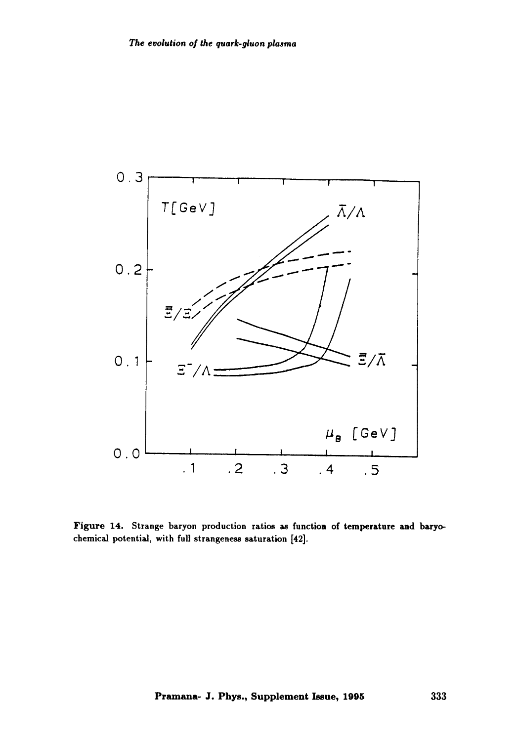**Figure 14.** Strange baryon production ratios as function of temperature and baryo-chemical potential, with full strangeness saturation [42].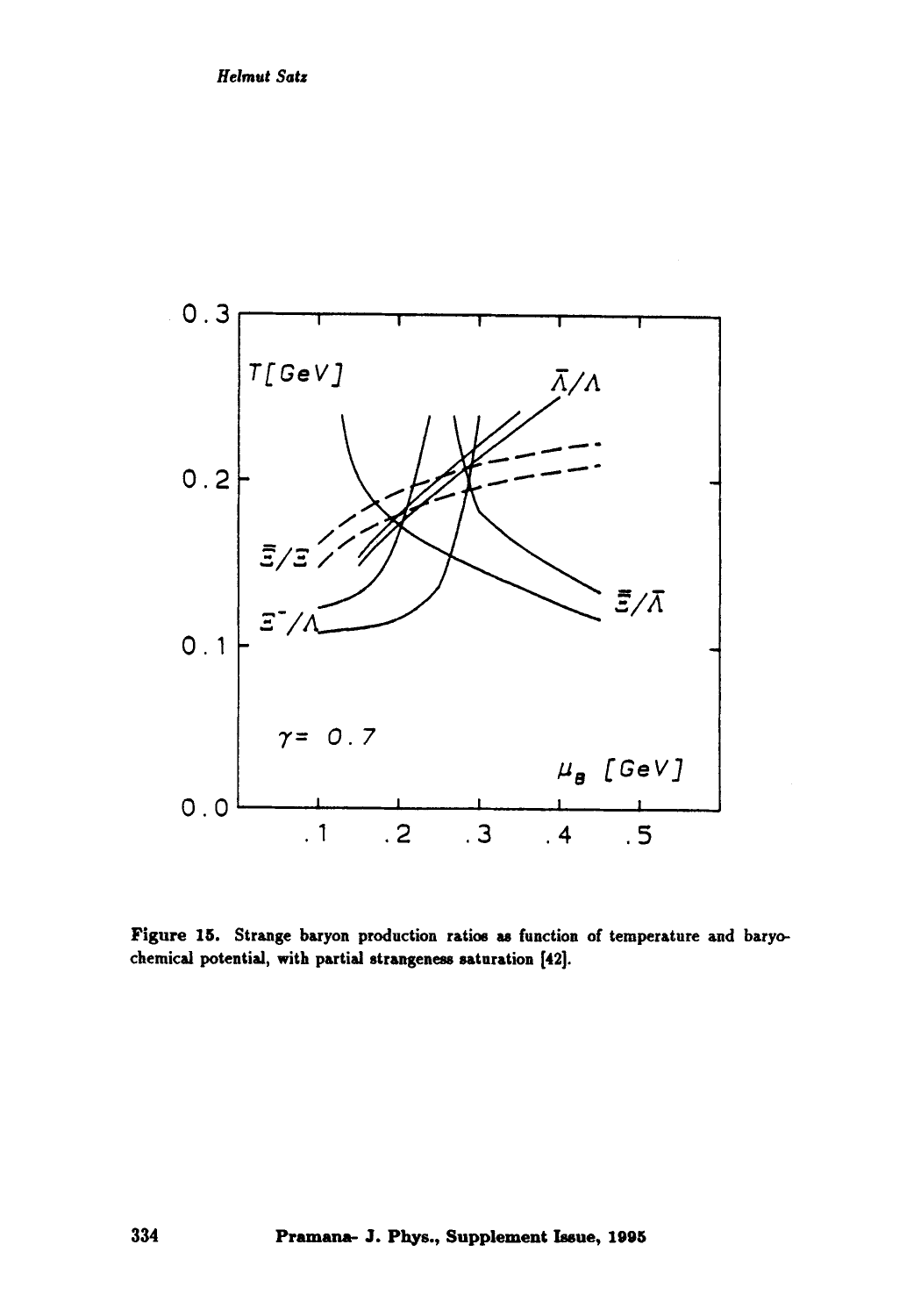**Figure 15.** Strange baryon production ratios as function of temperature and baryochemical potential, with partial strangeness saturation [42].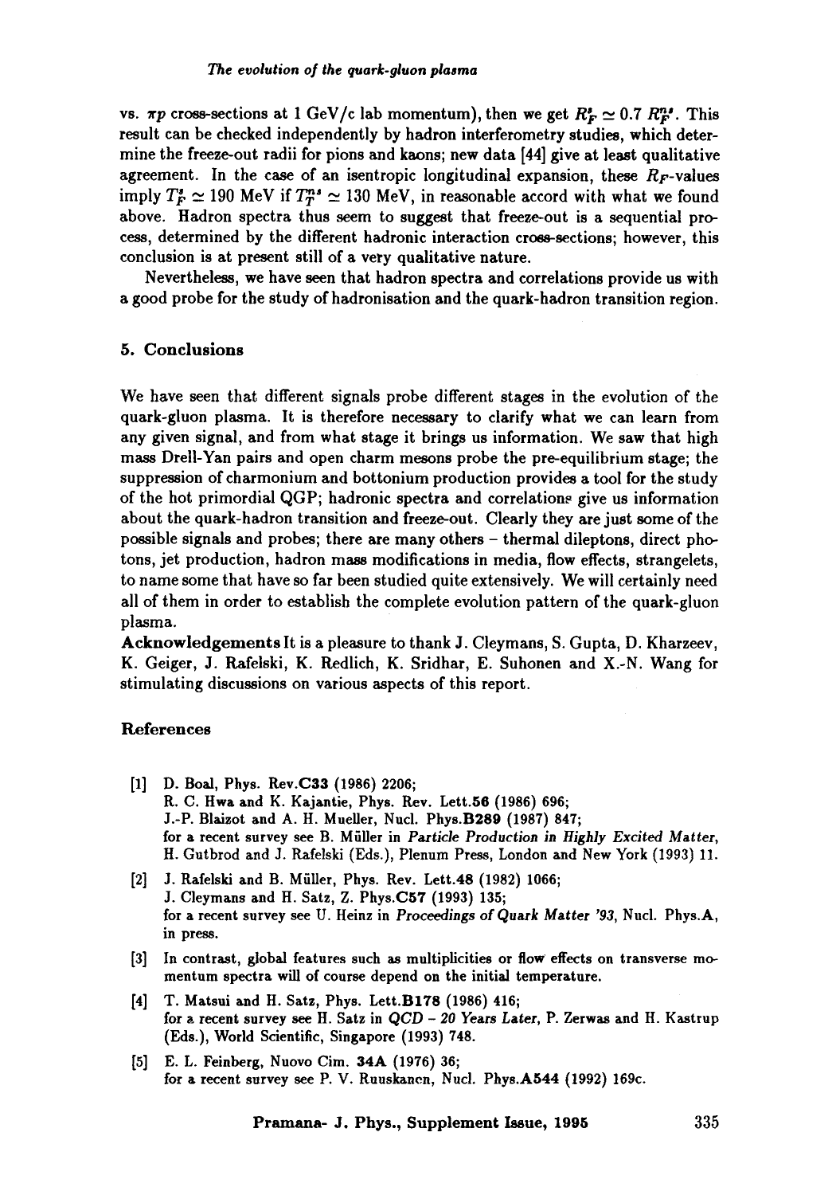vs. $\pi p$ cross-sections at 1 GeV/c lab momentum), then we get $R_F^s \simeq 0.7\ R_F^{ns}$. This result can be checked independently by hadron interferometry studies, which determine the freeze-out radii for pions and kaons; new data [44] give at least qualitative agreement. In the case of an isentropic longitudinal expansion, these $R_F$-values imply $T_F^s \simeq 190$ MeV if $T_T^{ns} \simeq 130$ MeV, in reasonable accord with what we found above. Hadron spectra thus seem to suggest that freeze-out is a sequential process, determined by the different hadronic interaction cross-sections; however, this conclusion is at present still of a very qualitative nature.

Nevertheless, we have seen that hadron spectra and correlations provide us with a good probe for the study of hadronisation and the quark-hadron transition region.

## 5. Conclusions

We have seen that different signals probe different stages in the evolution of the quark-gluon plasma. It is therefore necessary to clarify what we can learn from any given signal, and from what stage it brings us information. We saw that high mass Drell-Yan pairs and open charm mesons probe the pre-equilibrium stage; the suppression of charmonium and bottonium production provides a tool for the study of the hot primordial QGP; hadronic spectra and correlations give us information about the quark-hadron transition and freeze-out. Clearly they are just some of the possible signals and probes; there are many others – thermal dileptons, direct photons, jet production, hadron mass modifications in media, flow effects, strangelets, to name some that have so far been studied quite extensively. We will certainly need all of them in order to establish the complete evolution pattern of the quark-gluon plasma.

**Acknowledgements** It is a pleasure to thank J. Cleymans, S. Gupta, D. Kharzeev, K. Geiger, J. Rafelski, K. Redlich, K. Sridhar, E. Suhonen and X.-N. Wang for stimulating discussions on various aspects of this report.

## References

[1] D. Boal, Phys. Rev.**C33** (1986) 2206;
R. C. Hwa and K. Kajantie, Phys. Rev. Lett.**56** (1986) 696;
J.-P. Blaizot and A. H. Mueller, Nucl. Phys.**B289** (1987) 847;
for a recent survey see B. Müller in *Particle Production in Highly Excited Matter*, H. Gutbrod and J. Rafelski (Eds.), Plenum Press, London and New York (1993) 11.

[2] J. Rafelski and B. Müller, Phys. Rev. Lett.**48** (1982) 1066;
J. Cleymans and H. Satz, Z. Phys.**C57** (1993) 135;
for a recent survey see U. Heinz in *Proceedings of Quark Matter '93*, Nucl. Phys.**A**, in press.

[3] In contrast, global features such as multiplicities or flow effects on transverse momentum spectra will of course depend on the initial temperature.

[4] T. Matsui and H. Satz, Phys. Lett.**B178** (1986) 416;
for a recent survey see H. Satz in *QCD – 20 Years Later*, P. Zerwas and H. Kastrup (Eds.), World Scientific, Singapore (1993) 748.

[5] E. L. Feinberg, Nuovo Cim. **34A** (1976) 36;
for a recent survey see P. V. Ruuskanen, Nucl. Phys.**A544** (1992) 169c.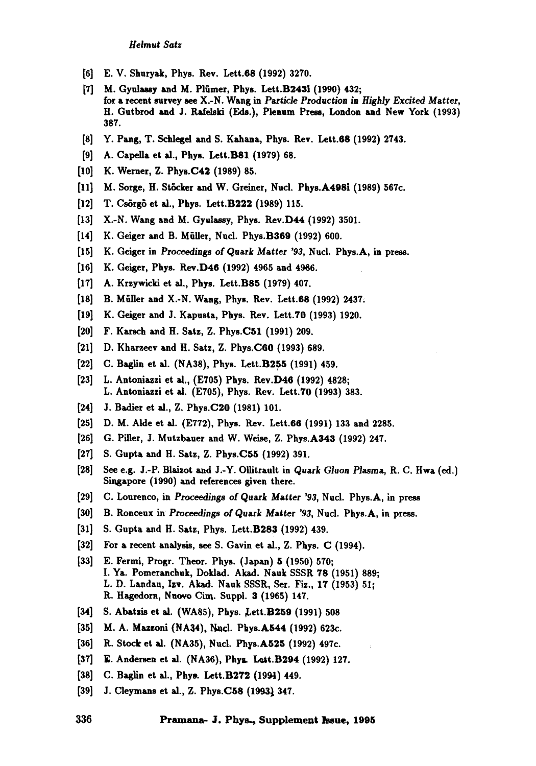[6] E. V. Shuryak, Phys. Rev. Lett.**68** (1992) 3270.

[7] M. Gyulassy and M. Plümer, Phys. Lett.**B243i** (1990) 432; for a recent survey see X.-N. Wang in *Particle Production in Highly Excited Matter*, H. Gutbrod and J. Rafelski (Eds.), Plenum Press, London and New York (1993) 387.

[8] Y. Pang, T. Schlegel and S. Kahana, Phys. Rev. Lett.**68** (1992) 2743.

[9] A. Capella et al., Phys. Lett.**B81** (1979) 68.

[10] K. Werner, Z. Phys.**C42** (1989) 85.

[11] M. Sorge, H. Stöcker and W. Greiner, Nucl. Phys.**A498i** (1989) 567c.

[12] T. Csörgő et al., Phys. Lett.**B222** (1989) 115.

[13] X.-N. Wang and M. Gyulassy, Phys. Rev.**D44** (1992) 3501.

[14] K. Geiger and B. Müller, Nucl. Phys.**B369** (1992) 600.

[15] K. Geiger in *Proceedings of Quark Matter '93*, Nucl. Phys.**A**, in press.

[16] K. Geiger, Phys. Rev.**D46** (1992) 4965 and 4986.

[17] A. Krzywicki et al., Phys. Lett.**B85** (1979) 407.

[18] B. Müller and X.-N. Wang, Phys. Rev. Lett.**68** (1992) 2437.

[19] K. Geiger and J. Kapusta, Phys. Rev. Lett.**70** (1993) 1920.

[20] F. Karsch and H. Satz, Z. Phys.**C51** (1991) 209.

[21] D. Kharzeev and H. Satz, Z. Phys.**C60** (1993) 689.

[22] C. Baglin et al. (NA38), Phys. Lett.**B255** (1991) 459.

[23] L. Antoniazzi et al., (E705) Phys. Rev.**D46** (1992) 4828; L. Antoniazzi et al. (E705), Phys. Rev. Lett.**70** (1993) 383.

[24] J. Badier et al., Z. Phys.**C20** (1981) 101.

[25] D. M. Alde et al. (E772), Phys. Rev. Lett.**66** (1991) 133 and 2285.

[26] G. Piller, J. Mutzbauer and W. Weise, Z. Phys.**A343** (1992) 247.

[27] S. Gupta and H. Satz, Z. Phys.**C55** (1992) 391.

[28] See e.g. J.-P. Blaizot and J.-Y. Ollitrault in *Quark Gluon Plasma*, R. C. Hwa (ed.) Singapore (1990) and references given there.

[29] C. Lourenco, in *Proceedings of Quark Matter '93*, Nucl. Phys.**A**, in press

[30] B. Ronceux in *Proceedings of Quark Matter '93*, Nucl. Phys.**A**, in press.

[31] S. Gupta and H. Satz, Phys. Lett.**B283** (1992) 439.

[32] For a recent analysis, see S. Gavin et al., Z. Phys. **C** (1994).

[33] E. Fermi, Progr. Theor. Phys. (Japan) **5** (1950) 570; I. Ya. Pomeranchuk, Doklad. Akad. Nauk SSSR **78** (1951) 889; L. D. Landau, Izv. Akad. Nauk SSSR, Ser. Fiz., **17** (1953) 51; R. Hagedorn, Nuovo Cim. Suppl. **3** (1965) 147.

[34] S. Abatzis et al. (WA85), Phys. Lett.**B259** (1991) 508

[35] M. A. Mazzoni (NA34), Nucl. Phys.**A544** (1992) 623c.

[36] R. Stock et al. (NA35), Nucl. Phys.**A525** (1992) 497c.

[37] E. Andersen et al. (NA36), Phys. Lett.**B294** (1992) 127.

[38] C. Baglin et al., Phys. Lett.**B272** (1991) 449.

[39] J. Cleymans et al., Z. Phys.**C58** (1993) 347.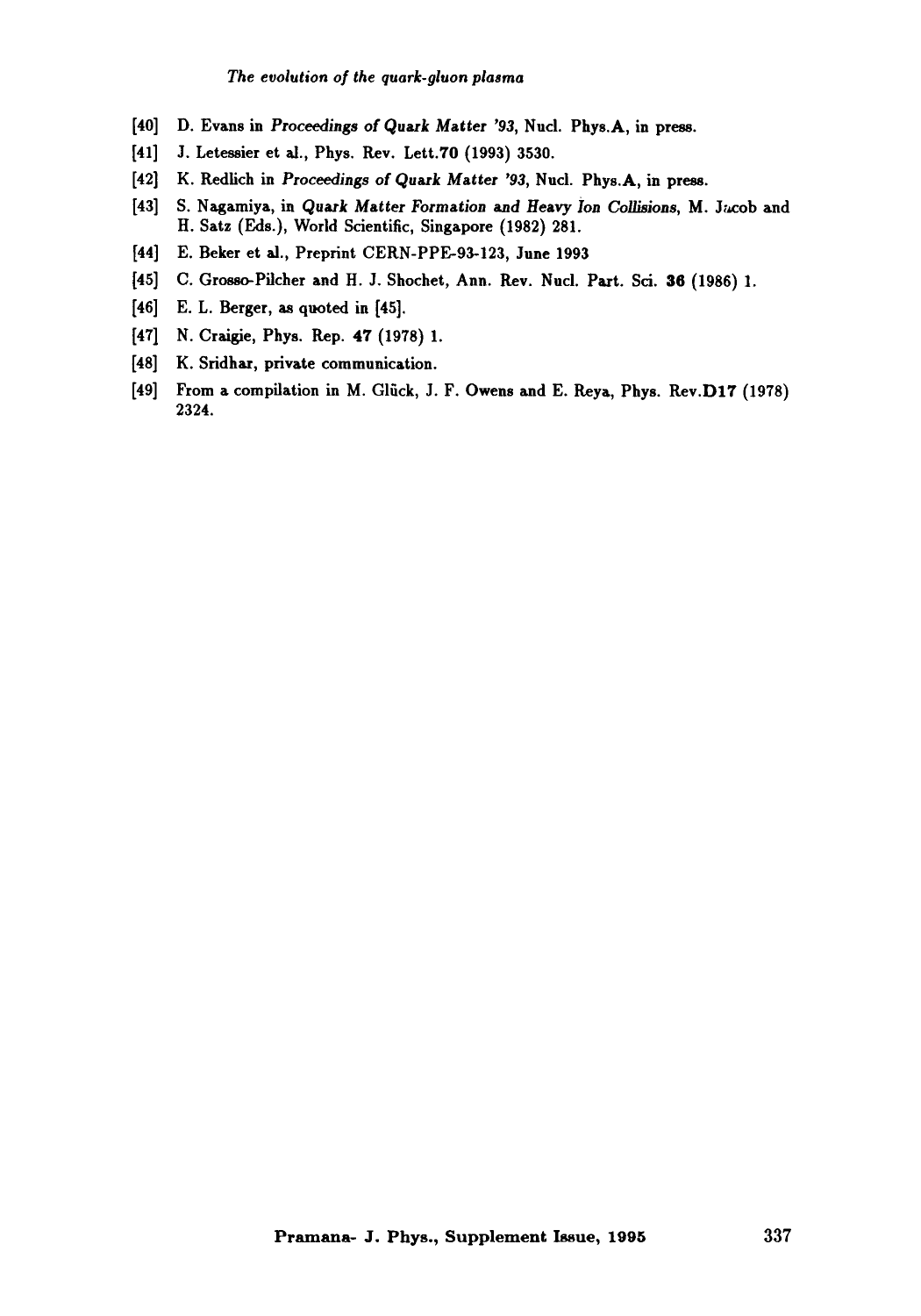[40] D. Evans in *Proceedings of Quark Matter '93*, Nucl. Phys.**A**, in press.

[41] J. Letessier et al., Phys. Rev. Lett.**70** (1993) 3530.

[42] K. Redlich in *Proceedings of Quark Matter '93*, Nucl. Phys.**A**, in press.

[43] S. Nagamiya, in *Quark Matter Formation and Heavy Ion Collisions*, M. Jacob and H. Satz (Eds.), World Scientific, Singapore (1982) 281.

[44] E. Beker et al., Preprint CERN-PPE-93-123, June 1993

[45] C. Grosso-Pilcher and H. J. Shochet, Ann. Rev. Nucl. Part. Sci. **36** (1986) 1.

[46] E. L. Berger, as quoted in [45].

[47] N. Craigie, Phys. Rep. **47** (1978) 1.

[48] K. Sridhar, private communication.

[49] From a compilation in M. Glück, J. F. Owens and E. Reya, Phys. Rev.**D17** (1978) 2324.